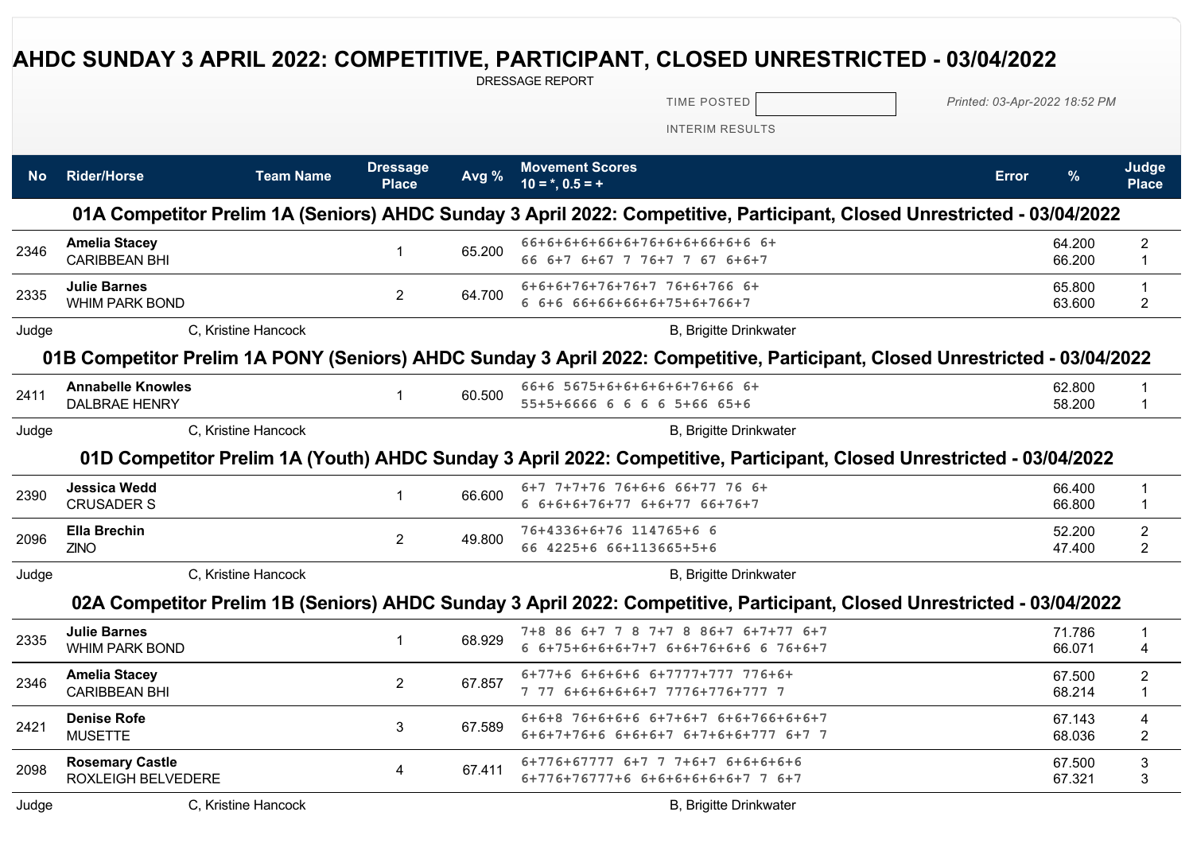# AHDC SUNDAY 3 APRIL 2022: COMPETITIVE, PARTICIPANT, CLOSED UNRESTRICTED - 03/04/2022

DRESSAGE REPORT

TIME POSTED

*Printed: 03-Apr-2022 18:52 PM*

INTERIM RESULTS

| No | Rider/Horse | Team Name | Dressage Place | Avg % | Movement Scores 10 = *, 0.5 = + | Error | % | Judge Place |
|---|---|---|---|---|---|---|---|---|
| | **01A Competitor Prelim 1A (Seniors) AHDC Sunday 3 April 2022: Competitive, Participant, Closed Unrestricted - 03/04/2022** | | | | | | | |
| 2346 | **Amelia Stacey**<br>CARIBBEAN BHI | | 1 | 65.200 | 66+6+6+6+66+6+76+6+6+66+6+6 6+<br>66 6+7 6+67 7 76+7 7 67 6+6+7 | | 64.200<br>66.200 | 2<br>1 |
| 2335 | **Julie Barnes**<br>WHIM PARK BOND | | 2 | 64.700 | 6+6+6+76+76+76+7 76+6+766 6+<br>6 6+6 66+66+66+6+75+6+766+7 | | 65.800<br>63.600 | 1<br>2 |
| Judge | C, Kristine Hancock | | | | B, Brigitte Drinkwater | | | |
| | **01B Competitor Prelim 1A PONY (Seniors) AHDC Sunday 3 April 2022: Competitive, Participant, Closed Unrestricted - 03/04/2022** | | | | | | | |
| 2411 | **Annabelle Knowles**<br>DALBRAE HENRY | | 1 | 60.500 | 66+6 5675+6+6+6+6+6+76+66 6+<br>55+5+6666 6 6 6 6 5+66 65+6 | | 62.800<br>58.200 | 1<br>1 |
| Judge | C, Kristine Hancock | | | | B, Brigitte Drinkwater | | | |
| | **01D Competitor Prelim 1A (Youth) AHDC Sunday 3 April 2022: Competitive, Participant, Closed Unrestricted - 03/04/2022** | | | | | | | |
| 2390 | **Jessica Wedd**<br>CRUSADER S | | 1 | 66.600 | 6+7 7+7+76 76+6+6 66+77 76 6+<br>6 6+6+6+76+77 6+6+77 66+76+7 | | 66.400<br>66.800 | 1<br>1 |
| 2096 | **Ella Brechin**<br>ZINO | | 2 | 49.800 | 76+4336+6+76 114765+6 6<br>66 4225+6 66+113665+5+6 | | 52.200<br>47.400 | 2<br>2 |
| Judge | C, Kristine Hancock | | | | B, Brigitte Drinkwater | | | |
| | **02A Competitor Prelim 1B (Seniors) AHDC Sunday 3 April 2022: Competitive, Participant, Closed Unrestricted - 03/04/2022** | | | | | | | |
| 2335 | **Julie Barnes**<br>WHIM PARK BOND | | 1 | 68.929 | 7+8 86 6+7 7 8 7+7 8 86+7 6+7+77 6+7<br>6 6+75+6+6+6+7+7 6+6+76+6+6 6 76+6+7 | | 71.786<br>66.071 | 1<br>4 |
| 2346 | **Amelia Stacey**<br>CARIBBEAN BHI | | 2 | 67.857 | 6+77+6 6+6+6+6 6+7777+777 776+6+<br>7 77 6+6+6+6+6+7 7776+776+777 7 | | 67.500<br>68.214 | 2<br>1 |
| 2421 | **Denise Rofe**<br>MUSETTE | | 3 | 67.589 | 6+6+8 76+6+6+6 6+7+6+7 6+6+766+6+6+7<br>6+6+7+76+6 6+6+6+7 6+7+6+6+777 6+7 7 | | 67.143<br>68.036 | 4<br>2 |
| 2098 | **Rosemary Castle**<br>ROXLEIGH BELVEDERE | | 4 | 67.411 | 6+776+67777 6+7 7 7+6+7 6+6+6+6+6<br>6+776+76777+6 6+6+6+6+6+6+7 7 6+7 | | 67.500<br>67.321 | 3<br>3 |
| Judge | C, Kristine Hancock | | | | B, Brigitte Drinkwater | | | |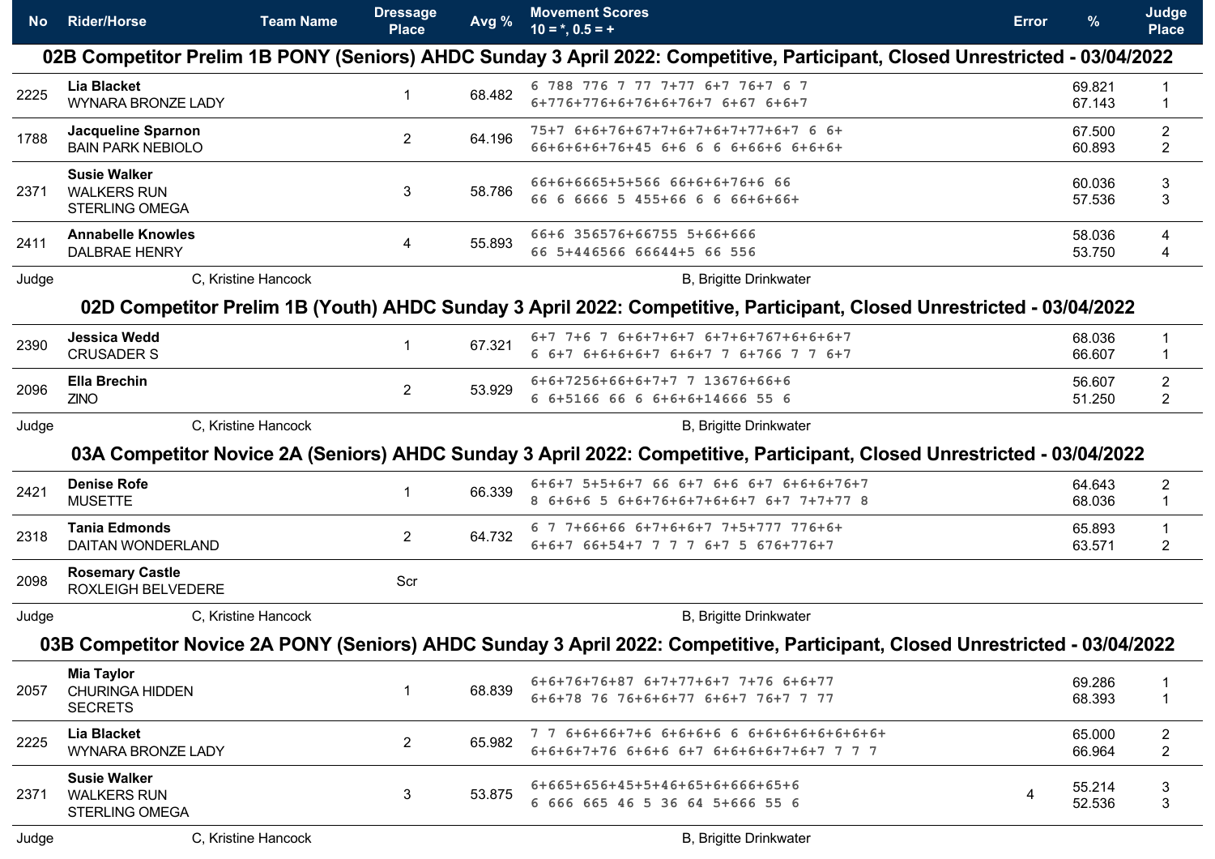| No | Rider/Horse | Team Name | Dressage Place | Avg % | Movement Scores 10 = *, 0.5 = + | Error | % | Judge Place |
|---|---|---|---|---|---|---|---|---|
| **02B Competitor Prelim 1B PONY (Seniors) AHDC Sunday 3 April 2022: Competitive, Participant, Closed Unrestricted - 03/04/2022** | | | | | | | | |
| 2225 | **Lia Blacket** WYNARA BRONZE LADY | | 1 | 68.482 | 6 788 776 7 77 7+77 6+7 76+7 6 7<br>6+776+776+6+76+6+76+7 6+67 6+6+7 | | 69.821<br>67.143 | 1<br>1 |
| 1788 | **Jacqueline Sparnon** BAIN PARK NEBIOLO | | 2 | 64.196 | 75+7 6+6+76+67+7+6+7+6+7+77+6+7 6 6+<br>66+6+6+6+76+45 6+6 6 6 6+66+6 6+6+6+ | | 67.500<br>60.893 | 2<br>2 |
| 2371 | **Susie Walker** WALKERS RUN STERLING OMEGA | | 3 | 58.786 | 66+6+6665+5+566 66+6+6+76+6 66<br>66 6 6666 5 455+66 6 6 66+6+66+ | | 60.036<br>57.536 | 3<br>3 |
| 2411 | **Annabelle Knowles** DALBRAE HENRY | | 4 | 55.893 | 66+6 356576+66755 5+66+666<br>66 5+446566 66644+5 66 556 | | 58.036<br>53.750 | 4<br>4 |
| Judge | C, Kristine Hancock | | | | B, Brigitte Drinkwater | | | |
| **02D Competitor Prelim 1B (Youth) AHDC Sunday 3 April 2022: Competitive, Participant, Closed Unrestricted - 03/04/2022** | | | | | | | | |
| 2390 | **Jessica Wedd** CRUSADER S | | 1 | 67.321 | 6+7 7+6 7 6+6+7+6+7 6+7+6+767+6+6+6+7<br>6 6+7 6+6+6+6+7 6+6+7 7 6+766 7 7 6+7 | | 68.036<br>66.607 | 1<br>1 |
| 2096 | **Ella Brechin** ZINO | | 2 | 53.929 | 6+6+7256+66+6+7+7 7 13676+66+6<br>6 6+5166 66 6 6+6+6+14666 55 6 | | 56.607<br>51.250 | 2<br>2 |
| Judge | C, Kristine Hancock | | | | B, Brigitte Drinkwater | | | |
| **03A Competitor Novice 2A (Seniors) AHDC Sunday 3 April 2022: Competitive, Participant, Closed Unrestricted - 03/04/2022** | | | | | | | | |
| 2421 | **Denise Rofe** MUSETTE | | 1 | 66.339 | 6+6+7 5+5+6+7 66 6+7 6+6 6+7 6+6+6+76+7<br>8 6+6+6 5 6+6+76+6+7+6+6+7 6+7 7+7+77 8 | | 64.643<br>68.036 | 2<br>1 |
| 2318 | **Tania Edmonds** DAITAN WONDERLAND | | 2 | 64.732 | 6 7 7+66+66 6+7+6+6+7 7+5+777 776+6+<br>6+6+7 66+54+7 7 7 7 6+7 5 676+776+7 | | 65.893<br>63.571 | 1<br>2 |
| 2098 | **Rosemary Castle** ROXLEIGH BELVEDERE | | Scr | | | | | |
| Judge | C, Kristine Hancock | | | | B, Brigitte Drinkwater | | | |
| **03B Competitor Novice 2A PONY (Seniors) AHDC Sunday 3 April 2022: Competitive, Participant, Closed Unrestricted - 03/04/2022** | | | | | | | | |
| 2057 | **Mia Taylor** CHURINGA HIDDEN SECRETS | | 1 | 68.839 | 6+6+76+76+87 6+7+77+6+7 7+76 6+6+77<br>6+6+78 76 76+6+6+77 6+6+7 76+7 7 77 | | 69.286<br>68.393 | 1<br>1 |
| 2225 | **Lia Blacket** WYNARA BRONZE LADY | | 2 | 65.982 | 7 7 6+6+66+7+6 6+6+6+6 6 6+6+6+6+6+6+6+6+<br>6+6+6+7+76 6+6+6 6+7 6+6+6+6+7+6+7 7 7 7 | | 65.000<br>66.964 | 2<br>2 |
| 2371 | **Susie Walker** WALKERS RUN STERLING OMEGA | | 3 | 53.875 | 6+665+656+45+5+46+65+6+666+65+6<br>6 666 665 46 5 36 64 5+666 55 6 | 4 | 55.214<br>52.536 | 3<br>3 |
| Judge | C, Kristine Hancock | | | | B, Brigitte Drinkwater | | | |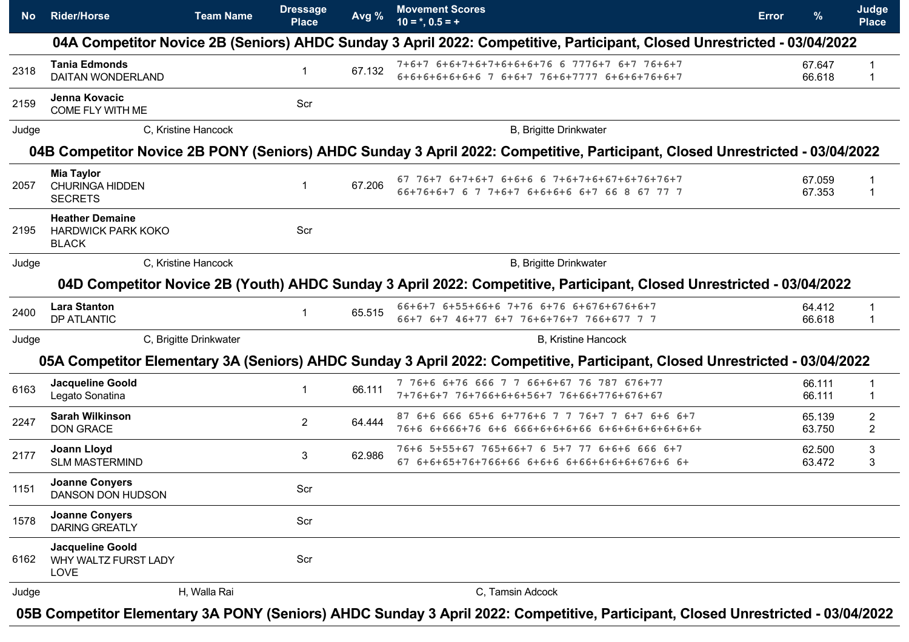| No | Rider/Horse | Team Name | Dressage Place | Avg % | Movement Scores 10 = *, 0.5 = + | Error | % | Judge Place |
|---|---|---|---|---|---|---|---|---|

## 04A Competitor Novice 2B (Seniors) AHDC Sunday 3 April 2022: Competitive, Participant, Closed Unrestricted - 03/04/2022

| No | Rider/Horse | Team Name | Dressage Place | Avg % | Movement Scores 10 = *, 0.5 = + | Error | % | Judge Place |
|---|---|---|---|---|---|---|---|---|
| 2318 | **Tania Edmonds** DAITAN WONDERLAND | | 1 | 67.132 | 7+6+7 6+6+7+6+7+6+6+6+76 6 7776+7 6+7 76+6+7 <br> 6+6+6+6+6+6+6 7 6+6+7 76+6+7777 6+6+6+76+6+7 | | 67.647 <br> 66.618 | 1 <br> 1 |
| 2159 | **Jenna Kovacic** COME FLY WITH ME | | Scr | | | | | |

Judge C, Kristine Hancock B, Brigitte Drinkwater

## 04B Competitor Novice 2B PONY (Seniors) AHDC Sunday 3 April 2022: Competitive, Participant, Closed Unrestricted - 03/04/2022

| No | Rider/Horse | Team Name | Dressage Place | Avg % | Movement Scores 10 = *, 0.5 = + | Error | % | Judge Place |
|---|---|---|---|---|---|---|---|---|
| 2057 | **Mia Taylor** CHURINGA HIDDEN SECRETS | | 1 | 67.206 | 67 76+7 6+7+6+7 6+6+6 6 7+6+7+6+67+6+76+76+7 <br> 66+76+6+7 6 7 7+6+7 6+6+6+6 6+7 66 8 67 77 7 | | 67.059 <br> 67.353 | 1 <br> 1 |
| 2195 | **Heather Demaine** HARDWICK PARK KOKO BLACK | | Scr | | | | | |

Judge C, Kristine Hancock B, Brigitte Drinkwater

## 04D Competitor Novice 2B (Youth) AHDC Sunday 3 April 2022: Competitive, Participant, Closed Unrestricted - 03/04/2022

| No | Rider/Horse | Team Name | Dressage Place | Avg % | Movement Scores 10 = *, 0.5 = + | Error | % | Judge Place |
|---|---|---|---|---|---|---|---|---|
| 2400 | **Lara Stanton** DP ATLANTIC | | 1 | 65.515 | 66+6+7 6+55+66+6 7+76 6+76 6+676+676+6+7 <br> 66+7 6+7 46+77 6+7 76+6+76+7 766+677 7 7 | | 64.412 <br> 66.618 | 1 <br> 1 |

Judge C, Brigitte Drinkwater B, Kristine Hancock

## 05A Competitor Elementary 3A (Seniors) AHDC Sunday 3 April 2022: Competitive, Participant, Closed Unrestricted - 03/04/2022

| No | Rider/Horse | Team Name | Dressage Place | Avg % | Movement Scores 10 = *, 0.5 = + | Error | % | Judge Place |
|---|---|---|---|---|---|---|---|---|
| 6163 | **Jacqueline Goold** Legato Sonatina | | 1 | 66.111 | 7 76+6 6+76 666 7 7 66+6+67 76 787 676+77 <br> 7+76+6+7 76+766+6+6+56+7 76+66+776+676+67 | | 66.111 <br> 66.111 | 1 <br> 1 |
| 2247 | **Sarah Wilkinson** DON GRACE | | 2 | 64.444 | 87 6+6 666 65+6 6+776+6 7 7 76+7 7 6+7 6+6 6+7 <br> 76+6 6+666+76 6+6 666+6+6+6+66 6+6+6+6+6+6+6+ | | 65.139 <br> 63.750 | 2 <br> 2 |
| 2177 | **Joann Lloyd** SLM MASTERMIND | | 3 | 62.986 | 76+6 5+55+67 765+66+7 6 5+7 77 6+6+6 666 6+7 <br> 67 6+6+65+76+766+66 6+6+6 6+66+6+6+6+676+6 6+ | | 62.500 <br> 63.472 | 3 <br> 3 |
| 1151 | **Joanne Conyers** DANSON DON HUDSON | | Scr | | | | | |
| 1578 | **Joanne Conyers** DARING GREATLY | | Scr | | | | | |
| 6162 | **Jacqueline Goold** WHY WALTZ FURST LADY LOVE | | Scr | | | | | |

Judge H, Walla Rai C, Tamsin Adcock

## 05B Competitor Elementary 3A PONY (Seniors) AHDC Sunday 3 April 2022: Competitive, Participant, Closed Unrestricted - 03/04/2022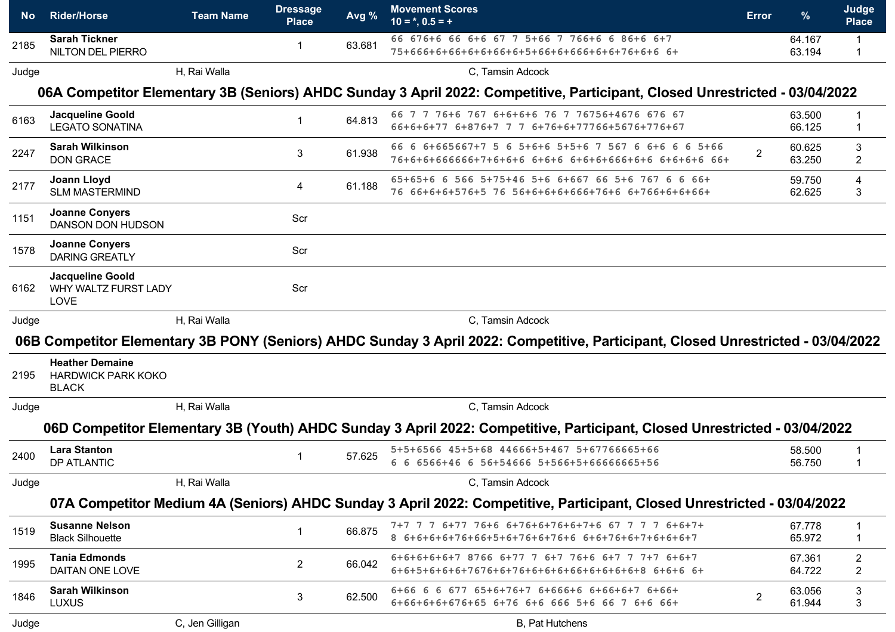| No | Rider/Horse | Team Name | Dressage Place | Avg % | Movement Scores 10 = *, 0.5 = + | Error | % | Judge Place |
|---|---|---|---|---|---|---|---|---|
| 2185 | **Sarah Tickner** NILTON DEL PIERRO | | 1 | 63.681 | 66 676+6 66 6+6 67 7 5+66 7 766+6 6 86+6 6+7<br>75+666+6+66+6+66+6+5+66+6+666+6+6+76+6+6 6+ | | 64.167<br>63.194 | 1<br>1 |

Judge H, Rai Walla C, Tamsin Adcock

## 06A Competitor Elementary 3B (Seniors) AHDC Sunday 3 April 2022: Competitive, Participant, Closed Unrestricted - 03/04/2022

| No | Rider/Horse | Team Name | Dressage Place | Avg % | Movement Scores 10 = *, 0.5 = + | Error | % | Judge Place |
|---|---|---|---|---|---|---|---|---|
| 6163 | **Jacqueline Goold** LEGATO SONATINA | | 1 | 64.813 | 66 7 7 76+6 767 6+6+6+6 76 7 76756+4676 676 67<br>66+6+6+77 6+876+7 7 7 6+76+6+77766+5676+776+67 | | 63.500<br>66.125 | 1<br>1 |
| 2247 | **Sarah Wilkinson** DON GRACE | | 3 | 61.938 | 66 6 6+665667+7 5 6 5+6+6 5+5+6 7 567 6 6+6 6 6 5+66<br>76+6+6+666666+7+6+6+6 6+6+6 6+6+6+666+6+6 6+6+6+6 66+ | 2 | 60.625<br>63.250 | 3<br>2 |
| 2177 | **Joann Lloyd** SLM MASTERMIND | | 4 | 61.188 | 65+65+6 6 566 5+75+46 5+6 6+667 66 5+6 767 6 6 66+<br>76 66+6+6+576+5 76 56+6+6+6+666+76+6 6+766+6+6+66+ | | 59.750<br>62.625 | 4<br>3 |
| 1151 | **Joanne Conyers** DANSON DON HUDSON | | Scr | | | | | |
| 1578 | **Joanne Conyers** DARING GREATLY | | Scr | | | | | |
| 6162 | **Jacqueline Goold** WHY WALTZ FURST LADY LOVE | | Scr | | | | | |

Judge H, Rai Walla C, Tamsin Adcock

## 06B Competitor Elementary 3B PONY (Seniors) AHDC Sunday 3 April 2022: Competitive, Participant, Closed Unrestricted - 03/04/2022

| No | Rider/Horse | Team Name | Dressage Place | Avg % | Movement Scores 10 = *, 0.5 = + | Error | % | Judge Place |
|---|---|---|---|---|---|---|---|---|
| 2195 | **Heather Demaine** HARDWICK PARK KOKO BLACK | | | | | | | |

Judge H, Rai Walla C, Tamsin Adcock

## 06D Competitor Elementary 3B (Youth) AHDC Sunday 3 April 2022: Competitive, Participant, Closed Unrestricted - 03/04/2022

| No | Rider/Horse | Team Name | Dressage Place | Avg % | Movement Scores 10 = *, 0.5 = + | Error | % | Judge Place |
|---|---|---|---|---|---|---|---|---|
| 2400 | **Lara Stanton** DP ATLANTIC | | 1 | 57.625 | 5+5+6566 45+5+68 44666+5+467 5+67766665+66<br>6 6 6566+46 6 56+54666 5+566+5+66666665+56 | | 58.500<br>56.750 | 1<br>1 |

Judge H, Rai Walla C, Tamsin Adcock

## 07A Competitor Medium 4A (Seniors) AHDC Sunday 3 April 2022: Competitive, Participant, Closed Unrestricted - 03/04/2022

| No | Rider/Horse | Team Name | Dressage Place | Avg % | Movement Scores 10 = *, 0.5 = + | Error | % | Judge Place |
|---|---|---|---|---|---|---|---|---|
| 1519 | **Susanne Nelson** Black Silhouette | | 1 | 66.875 | 7+7 7 7 6+77 76+6 6+76+6+76+6+7+6 67 7 7 7 6+6+7+<br>8 6+6+6+6+76+66+5+6+76+6+76+6 6+6+76+6+7+6+6+6+7 | | 67.778<br>65.972 | 1<br>1 |
| 1995 | **Tania Edmonds** DAITAN ONE LOVE | | 2 | 66.042 | 6+6+6+6+6+7 8766 6+77 7 6+7 76+6 6+7 7 7+7 6+6+7<br>6+6+5+6+6+6+7676+6+76+6+6+6+66+6+6+6+6+8 6+6+6 6+ | | 67.361<br>64.722 | 2<br>2 |
| 1846 | **Sarah Wilkinson** LUXUS | | 3 | 62.500 | 6+66 6 6 677 65+6+76+7 6+666+6 6+66+6+7 6+66+<br>6+66+6+6+676+65 6+76 6+6 666 5+6 66 7 6+6 66+ | 2 | 63.056<br>61.944 | 3<br>3 |

Judge C, Jen Gilligan B, Pat Hutchens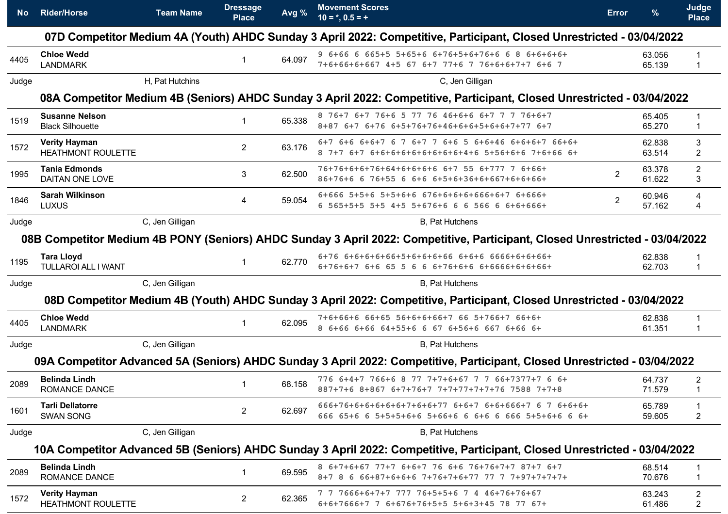| No | Rider/Horse | Team Name | Dressage Place | Avg % | Movement Scores 10 = *, 0.5 = + | Error | % | Judge Place |
|---|---|---|---|---|---|---|---|---|

## 07D Competitor Medium 4A (Youth) AHDC Sunday 3 April 2022: Competitive, Participant, Closed Unrestricted - 03/04/2022

| No | Rider/Horse | Team Name | Dressage Place | Avg % | Movement Scores | Error | % | Judge Place |
|---|---|---|---|---|---|---|---|---|
| 4405 | **Chloe Wedd** LANDMARK | | 1 | 64.097 | 9 6+66 6 665+5 5+65+6 6+76+5+6+76+6 6 8 6+6+6+6+ | | 63.056 | 1 |
| | | | | | 7+6+66+6+667 4+5 67 6+7 77+6 7 76+6+6+7+7 6+6 7 | | 65.139 | 1 |

Judge: H, Pat Hutchins — C, Jen Gilligan

## 08A Competitor Medium 4B (Seniors) AHDC Sunday 3 April 2022: Competitive, Participant, Closed Unrestricted - 03/04/2022

| No | Rider/Horse | Team Name | Dressage Place | Avg % | Movement Scores | Error | % | Judge Place |
|---|---|---|---|---|---|---|---|---|
| 1519 | **Susanne Nelson** Black Silhouette | | 1 | 65.338 | 8 76+7 6+7 76+6 5 77 76 46+6+6 6+7 7 7 76+6+7 | | 65.405 | 1 |
| | | | | | 8+87 6+7 6+76 6+5+76+76+46+6+6+5+6+6+7+77 6+7 | | 65.270 | 1 |
| 1572 | **Verity Hayman** HEATHMONT ROULETTE | | 2 | 63.176 | 6+7 6+6 6 6+6+7 6 7 6+7 7 6+6 5 6+6+46 6+6+6+7 66+6+ | | 62.838 | 3 |
| | | | | | 8 7+7 6+7 6+6+6+6+6+6+6+6+6+4+6 5+56+6+6 7+6+66 6+ | | 63.514 | 2 |
| 1995 | **Tania Edmonds** DAITAN ONE LOVE | | 3 | 62.500 | 76+76+6+6+76+64+6+6+6+6 6+7 55 6+777 7 6+66+ | 2 | 63.378 | 2 |
| | | | | | 86+76+6 6 76+55 6 6+6 6+5+6+36+6+667+6+6+66+ | | 61.622 | 3 |
| 1846 | **Sarah Wilkinson** LUXUS | | 4 | 59.054 | 6+666 5+5+6 5+5+6+6 676+6+6+6+666+6+7 6+666+ | 2 | 60.946 | 4 |
| | | | | | 6 565+5+5 5+5 4+5 5+676+6 6 6 566 6 6+6+666+ | | 57.162 | 4 |

Judge: C, Jen Gilligan — B, Pat Hutchens

## 08B Competitor Medium 4B PONY (Seniors) AHDC Sunday 3 April 2022: Competitive, Participant, Closed Unrestricted - 03/04/2022

| No | Rider/Horse | Team Name | Dressage Place | Avg % | Movement Scores | Error | % | Judge Place |
|---|---|---|---|---|---|---|---|---|
| 1195 | **Tara Lloyd** TULLAROI ALL I WANT | | 1 | 62.770 | 6+76 6+6+6+6+66+5+6+6+6+66 6+6+6 6666+6+6+66+ | | 62.838 | 1 |
| | | | | | 6+76+6+7 6+6 65 5 6 6 6+76+6+6 6+6666+6+6+66+ | | 62.703 | 1 |

Judge: C, Jen Gilligan — B, Pat Hutchens

## 08D Competitor Medium 4B (Youth) AHDC Sunday 3 April 2022: Competitive, Participant, Closed Unrestricted - 03/04/2022

| No | Rider/Horse | Team Name | Dressage Place | Avg % | Movement Scores | Error | % | Judge Place |
|---|---|---|---|---|---|---|---|---|
| 4405 | **Chloe Wedd** LANDMARK | | 1 | 62.095 | 7+6+66+6 66+65 56+6+6+66+7 66 5+766+7 66+6+ | | 62.838 | 1 |
| | | | | | 8 6+66 6+66 64+55+6 6 67 6+56+6 667 6+66 6+ | | 61.351 | 1 |

Judge: C, Jen Gilligan — B, Pat Hutchens

## 09A Competitor Advanced 5A (Seniors) AHDC Sunday 3 April 2022: Competitive, Participant, Closed Unrestricted - 03/04/2022

| No | Rider/Horse | Team Name | Dressage Place | Avg % | Movement Scores | Error | % | Judge Place |
|---|---|---|---|---|---|---|---|---|
| 2089 | **Belinda Lindh** ROMANCE DANCE | | 1 | 68.158 | 776 6+4+7 766+6 8 77 7+7+6+67 7 7 66+7377+7 6 6+ | | 64.737 | 2 |
| | | | | | 887+7+6 8+867 6+7+76+7 7+7+77+7+7+76 7588 7+7+8 | | 71.579 | 1 |
| 1601 | **Tarli Dellatorre** SWAN SONG | | 2 | 62.697 | 666+76+6+6+6+6+6+7+6+6+77 6+6+7 6+6+666+7 6 7 6+6+6+ | | 65.789 | 1 |
| | | | | | 666 65+6 6 5+5+5+6+6 5+66+6 6 6+6 6 666 5+5+6+6 6 6+ | | 59.605 | 2 |

Judge: C, Jen Gilligan — B, Pat Hutchens

## 10A Competitor Advanced 5B (Seniors) AHDC Sunday 3 April 2022: Competitive, Participant, Closed Unrestricted - 03/04/2022

| No | Rider/Horse | Team Name | Dressage Place | Avg % | Movement Scores | Error | % | Judge Place |
|---|---|---|---|---|---|---|---|---|
| 2089 | **Belinda Lindh** ROMANCE DANCE | | 1 | 69.595 | 8 6+7+6+67 77+7 6+6+7 76 6+6 76+76+7+7 87+7 6+7 | | 68.514 | 1 |
| | | | | | 8+7 8 6 66+87+6+6+6 7+76+7+6+77 77 7 7+97+7+7+7+ | | 70.676 | 1 |
| 1572 | **Verity Hayman** HEATHMONT ROULETTE | | 2 | 62.365 | 7 7 7666+6+7+7 777 76+5+5+6 7 4 46+76+76+67 | | 63.243 | 2 |
| | | | | | 6+6+7666+7 7 6+676+76+5+5 5+6+3+45 78 77 67+ | | 61.486 | 2 |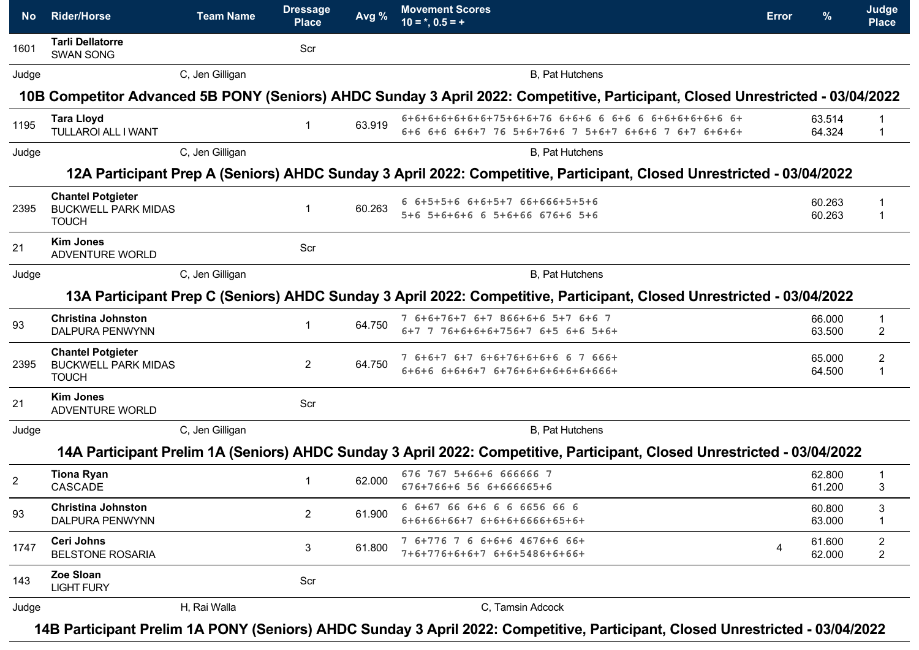| No | Rider/Horse | Team Name | Dressage Place | Avg % | Movement Scores 10 = *, 0.5 = + | Error | % | Judge Place |
|---|---|---|---|---|---|---|---|---|
| 1601 | **Tarli Dellatorre** SWAN SONG | | Scr | | | | | |

Judge — C, Jen Gilligan — B, Pat Hutchens

## 10B Competitor Advanced 5B PONY (Seniors) AHDC Sunday 3 April 2022: Competitive, Participant, Closed Unrestricted - 03/04/2022

| No | Rider/Horse | Team Name | Dressage Place | Avg % | Movement Scores | Error | % | Judge Place |
|---|---|---|---|---|---|---|---|---|
| 1195 | **Tara Lloyd** TULLAROI ALL I WANT | | 1 | 63.919 | 6+6+6+6+6+6+6+75+6+6+76 6+6+6 6 6+6 6 6+6+6+6+6+6 6+<br>6+6 6+6 6+6+7 76 5+6+76+6 7 5+6+7 6+6+6 7 6+7 6+6+6+ | | 63.514<br>64.324 | 1<br>1 |

Judge — C, Jen Gilligan — B, Pat Hutchens

## 12A Participant Prep A (Seniors) AHDC Sunday 3 April 2022: Competitive, Participant, Closed Unrestricted - 03/04/2022

| No | Rider/Horse | Team Name | Dressage Place | Avg % | Movement Scores | Error | % | Judge Place |
|---|---|---|---|---|---|---|---|---|
| 2395 | **Chantel Potgieter** BUCKWELL PARK MIDAS TOUCH | | 1 | 60.263 | 6 6+5+5+6 6+6+5+7 66+666+5+5+6<br>5+6 5+6+6+6 6 5+6+66 676+6 5+6 | | 60.263<br>60.263 | 1<br>1 |
| 21 | **Kim Jones** ADVENTURE WORLD | | Scr | | | | | |

Judge — C, Jen Gilligan — B, Pat Hutchens

## 13A Participant Prep C (Seniors) AHDC Sunday 3 April 2022: Competitive, Participant, Closed Unrestricted - 03/04/2022

| No | Rider/Horse | Team Name | Dressage Place | Avg % | Movement Scores | Error | % | Judge Place |
|---|---|---|---|---|---|---|---|---|
| 93 | **Christina Johnston** DALPURA PENWYNN | | 1 | 64.750 | 7 6+6+76+7 6+7 866+6+6 5+7 6+6 7<br>6+7 7 76+6+6+6+756+7 6+5 6+6 5+6+ | | 66.000<br>63.500 | 1<br>2 |
| 2395 | **Chantel Potgieter** BUCKWELL PARK MIDAS TOUCH | | 2 | 64.750 | 7 6+6+7 6+7 6+6+76+6+6+6 6 7 666+<br>6+6+6 6+6+6+7 6+76+6+6+6+6+6+666+ | | 65.000<br>64.500 | 2<br>1 |
| 21 | **Kim Jones** ADVENTURE WORLD | | Scr | | | | | |

Judge — C, Jen Gilligan — B, Pat Hutchens

## 14A Participant Prelim 1A (Seniors) AHDC Sunday 3 April 2022: Competitive, Participant, Closed Unrestricted - 03/04/2022

| No | Rider/Horse | Team Name | Dressage Place | Avg % | Movement Scores | Error | % | Judge Place |
|---|---|---|---|---|---|---|---|---|
| 2 | **Tiona Ryan** CASCADE | | 1 | 62.000 | 676 767 5+66+6 666666 7<br>676+766+6 56 6+666665+6 | | 62.800<br>61.200 | 1<br>3 |
| 93 | **Christina Johnston** DALPURA PENWYNN | | 2 | 61.900 | 6 6+67 66 6+6 6 6 6656 66 6<br>6+6+66+66+7 6+6+6+6666+65+6+ | | 60.800<br>63.000 | 3<br>1 |
| 1747 | **Ceri Johns** BELSTONE ROSARIA | | 3 | 61.800 | 7 6+776 7 6 6+6+6 4676+6 66+<br>7+6+776+6+6+7 6+6+5486+6+66+ | 4 | 61.600<br>62.000 | 2<br>2 |
| 143 | **Zoe Sloan** LIGHT FURY | | Scr | | | | | |

Judge — H, Rai Walla — C, Tamsin Adcock

## 14B Participant Prelim 1A PONY (Seniors) AHDC Sunday 3 April 2022: Competitive, Participant, Closed Unrestricted - 03/04/2022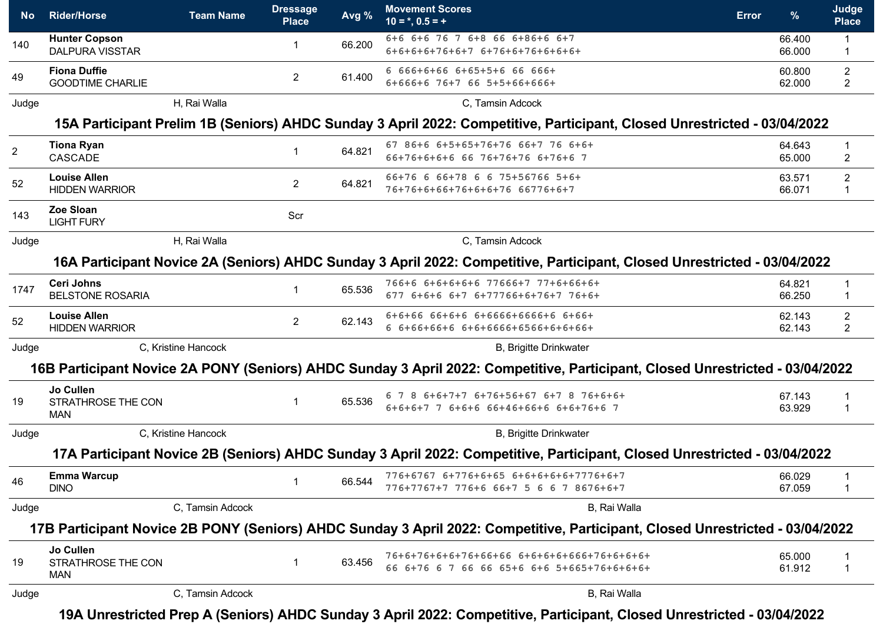| No | Rider/Horse | Team Name | Dressage Place | Avg % | Movement Scores 10 = *, 0.5 = + | Error | % | Judge Place |
|---|---|---|---|---|---|---|---|---|
| 140 | **Hunter Copson** DALPURA VISSTAR | | 1 | 66.200 | 6+6 6+6 76 7 6+8 66 6+86+6 6+7 <br> 6+6+6+6+76+6+7 6+76+76+6+6+6+ | | 66.400 <br> 66.000 | 1 <br> 1 |
| 49 | **Fiona Duffie** GOODTIME CHARLIE | | 2 | 61.400 | 6 666+6+66 6+65+5+6 66 666+ <br> 6+666+6 76+7 66 5+5+66+666+ | | 60.800 <br> 62.000 | 2 <br> 2 |

Judge: H, Rai Walla — C, Tamsin Adcock

## 15A Participant Prelim 1B (Seniors) AHDC Sunday 3 April 2022: Competitive, Participant, Closed Unrestricted - 03/04/2022

| No | Rider/Horse | Team Name | Dressage Place | Avg % | Movement Scores 10 = *, 0.5 = + | Error | % | Judge Place |
|---|---|---|---|---|---|---|---|---|
| 2 | **Tiona Ryan** CASCADE | | 1 | 64.821 | 67 86+6 6+5+65+76+76 66+7 76 6+6+ <br> 66+76+6+6+6 66 76+76+76 6+76+6 7 | | 64.643 <br> 65.000 | 1 <br> 2 |
| 52 | **Louise Allen** HIDDEN WARRIOR | | 2 | 64.821 | 66+76 6 66+78 6 6 75+56766 5+6+ <br> 76+76+6+66+76+6+6+76 66776+6+7 | | 63.571 <br> 66.071 | 2 <br> 1 |
| 143 | **Zoe Sloan** LIGHT FURY | | Scr | | | | | |

Judge: H, Rai Walla — C, Tamsin Adcock

## 16A Participant Novice 2A (Seniors) AHDC Sunday 3 April 2022: Competitive, Participant, Closed Unrestricted - 03/04/2022

| No | Rider/Horse | Team Name | Dressage Place | Avg % | Movement Scores 10 = *, 0.5 = + | Error | % | Judge Place |
|---|---|---|---|---|---|---|---|---|
| 1747 | **Ceri Johns** BELSTONE ROSARIA | | 1 | 65.536 | 766+6 6+6+6+6+6 77666+7 77+6+66+6+ <br> 677 6+6+6 6+7 6+77766+6+76+7 76+6+ | | 64.821 <br> 66.250 | 1 <br> 1 |
| 52 | **Louise Allen** HIDDEN WARRIOR | | 2 | 62.143 | 6+6+66 66+6+6 6+6666+6666+6 6+66+ <br> 6 6+66+66+6 6+6+6666+6566+6+6+66+ | | 62.143 <br> 62.143 | 2 <br> 2 |

Judge: C, Kristine Hancock — B, Brigitte Drinkwater

## 16B Participant Novice 2A PONY (Seniors) AHDC Sunday 3 April 2022: Competitive, Participant, Closed Unrestricted - 03/04/2022

| No | Rider/Horse | Team Name | Dressage Place | Avg % | Movement Scores 10 = *, 0.5 = + | Error | % | Judge Place |
|---|---|---|---|---|---|---|---|---|
| 19 | **Jo Cullen** STRATHROSE THE CON MAN | | 1 | 65.536 | 6 7 8 6+6+7+7 6+76+56+67 6+7 8 76+6+6+ <br> 6+6+6+7 7 6+6+6 66+46+66+6 6+6+76+6 7 | | 67.143 <br> 63.929 | 1 <br> 1 |

Judge: C, Kristine Hancock — B, Brigitte Drinkwater

## 17A Participant Novice 2B (Seniors) AHDC Sunday 3 April 2022: Competitive, Participant, Closed Unrestricted - 03/04/2022

| No | Rider/Horse | Team Name | Dressage Place | Avg % | Movement Scores 10 = *, 0.5 = + | Error | % | Judge Place |
|---|---|---|---|---|---|---|---|---|
| 46 | **Emma Warcup** DINO | | 1 | 66.544 | 776+6767 6+776+6+65 6+6+6+6+6+7776+6+7 <br> 776+7767+7 776+6 66+7 5 6 6 7 8676+6+7 | | 66.029 <br> 67.059 | 1 <br> 1 |

Judge: C, Tamsin Adcock — B, Rai Walla

## 17B Participant Novice 2B PONY (Seniors) AHDC Sunday 3 April 2022: Competitive, Participant, Closed Unrestricted - 03/04/2022

| No | Rider/Horse | Team Name | Dressage Place | Avg % | Movement Scores 10 = *, 0.5 = + | Error | % | Judge Place |
|---|---|---|---|---|---|---|---|---|
| 19 | **Jo Cullen** STRATHROSE THE CON MAN | | 1 | 63.456 | 76+6+76+6+6+76+66+66 6+6+6+6+666+76+6+6+6+ <br> 66 6+76 6 7 66 66 65+6 6+6 5+665+76+6+6+6+ | | 65.000 <br> 61.912 | 1 <br> 1 |

Judge: C, Tamsin Adcock — B, Rai Walla

## 19A Unrestricted Prep A (Seniors) AHDC Sunday 3 April 2022: Competitive, Participant, Closed Unrestricted - 03/04/2022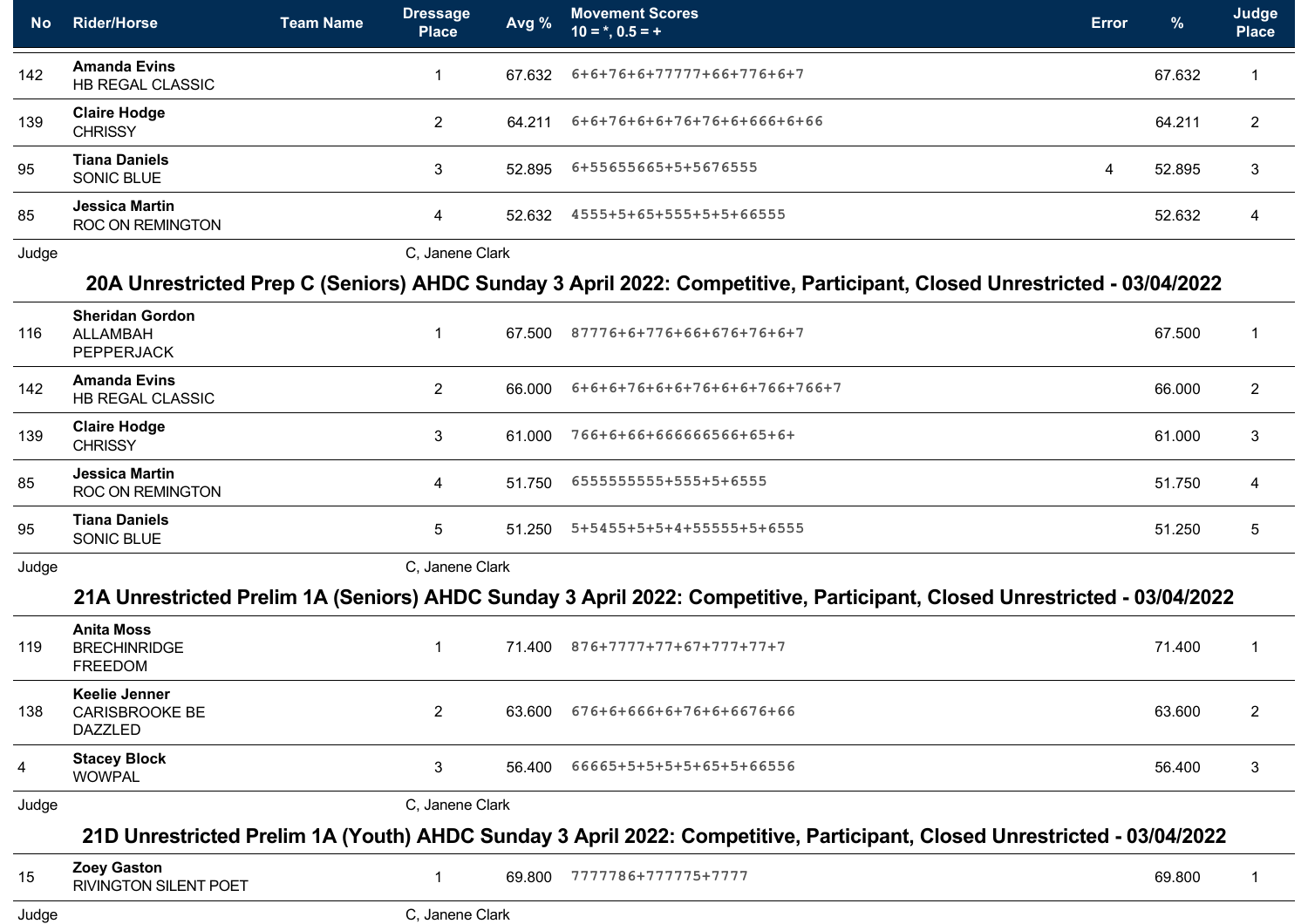| No | Rider/Horse | Team Name | Dressage Place | Avg % | Movement Scores 10 = *, 0.5 = + | Error | % | Judge Place |
|---|---|---|---|---|---|---|---|---|
| 142 | **Amanda Evins** HB REGAL CLASSIC | | 1 | 67.632 | 6+6+76+6+77777+66+776+6+7 | | 67.632 | 1 |
| 139 | **Claire Hodge** CHRISSY | | 2 | 64.211 | 6+6+76+6+6+76+76+6+666+6+66 | | 64.211 | 2 |
| 95 | **Tiana Daniels** SONIC BLUE | | 3 | 52.895 | 6+55655665+5+5676555 | 4 | 52.895 | 3 |
| 85 | **Jessica Martin** ROC ON REMINGTON | | 4 | 52.632 | 4555+5+65+555+5+5+66555 | | 52.632 | 4 |

Judge C, Janene Clark

## 20A Unrestricted Prep C (Seniors) AHDC Sunday 3 April 2022: Competitive, Participant, Closed Unrestricted - 03/04/2022

| No | Rider/Horse | Team Name | Dressage Place | Avg % | Movement Scores 10 = *, 0.5 = + | Error | % | Judge Place |
|---|---|---|---|---|---|---|---|---|
| 116 | **Sheridan Gordon** ALLAMBAH PEPPERJACK | | 1 | 67.500 | 87776+6+776+66+676+76+6+7 | | 67.500 | 1 |
| 142 | **Amanda Evins** HB REGAL CLASSIC | | 2 | 66.000 | 6+6+6+76+6+6+76+6+6+766+766+7 | | 66.000 | 2 |
| 139 | **Claire Hodge** CHRISSY | | 3 | 61.000 | 766+6+66+666666566+65+6+ | | 61.000 | 3 |
| 85 | **Jessica Martin** ROC ON REMINGTON | | 4 | 51.750 | 6555555555+555+5+6555 | | 51.750 | 4 |
| 95 | **Tiana Daniels** SONIC BLUE | | 5 | 51.250 | 5+5455+5+5+4+55555+5+6555 | | 51.250 | 5 |

Judge C, Janene Clark

## 21A Unrestricted Prelim 1A (Seniors) AHDC Sunday 3 April 2022: Competitive, Participant, Closed Unrestricted - 03/04/2022

| No | Rider/Horse | Team Name | Dressage Place | Avg % | Movement Scores 10 = *, 0.5 = + | Error | % | Judge Place |
|---|---|---|---|---|---|---|---|---|
| 119 | **Anita Moss** BRECHINRIDGE FREEDOM | | 1 | 71.400 | 876+7777+77+67+777+77+7 | | 71.400 | 1 |
| 138 | **Keelie Jenner** CARISBROOKE BE DAZZLED | | 2 | 63.600 | 676+6+666+6+76+6+6676+66 | | 63.600 | 2 |
| 4 | **Stacey Block** WOWPAL | | 3 | 56.400 | 66665+5+5+5+5+65+5+66556 | | 56.400 | 3 |

Judge C, Janene Clark

## 21D Unrestricted Prelim 1A (Youth) AHDC Sunday 3 April 2022: Competitive, Participant, Closed Unrestricted - 03/04/2022

| No | Rider/Horse | Team Name | Dressage Place | Avg % | Movement Scores 10 = *, 0.5 = + | Error | % | Judge Place |
|---|---|---|---|---|---|---|---|---|
| 15 | **Zoey Gaston** RIVINGTON SILENT POET | | 1 | 69.800 | 7777786+777775+7777 | | 69.800 | 1 |

Judge C, Janene Clark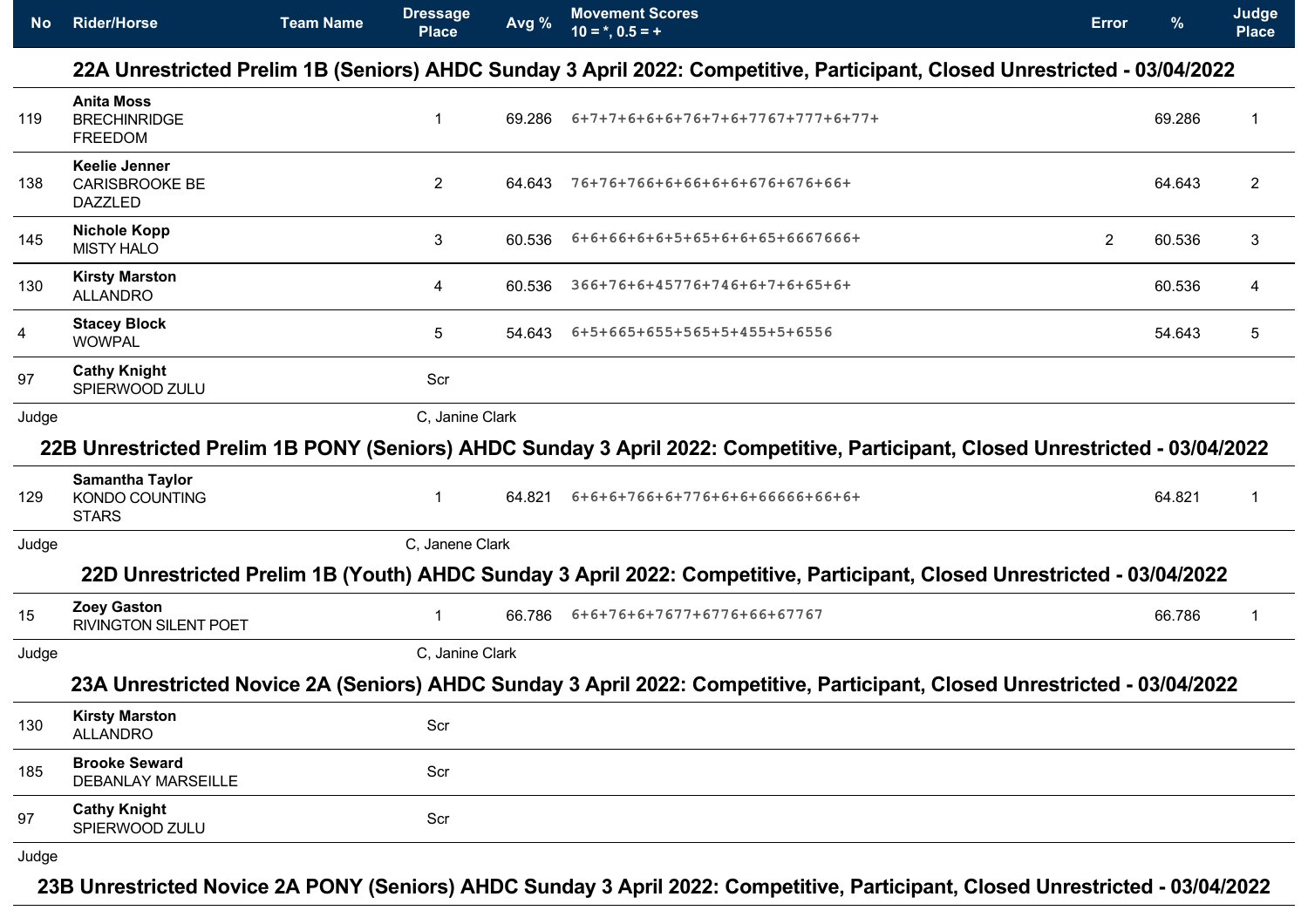| No | Rider/Horse | Team Name | Dressage Place | Avg % | Movement Scores 10 = *, 0.5 = + | Error | % | Judge Place |
|---|---|---|---|---|---|---|---|---|

### 22A Unrestricted Prelim 1B (Seniors) AHDC Sunday 3 April 2022: Competitive, Participant, Closed Unrestricted - 03/04/2022

| No | Rider/Horse | Team Name | Dressage Place | Avg % | Movement Scores 10 = *, 0.5 = + | Error | % | Judge Place |
|---|---|---|---|---|---|---|---|---|
| 119 | **Anita Moss** BRECHINRIDGE FREEDOM | | 1 | 69.286 | 6+7+7+6+6+6+76+7+6+7767+777+6+77+ | | 69.286 | 1 |
| 138 | **Keelie Jenner** CARISBROOKE BE DAZZLED | | 2 | 64.643 | 76+76+766+6+66+6+6+676+676+66+ | | 64.643 | 2 |
| 145 | **Nichole Kopp** MISTY HALO | | 3 | 60.536 | 6+6+66+6+6+5+65+6+6+65+6667666+ | 2 | 60.536 | 3 |
| 130 | **Kirsty Marston** ALLANDRO | | 4 | 60.536 | 366+76+6+45776+746+6+7+6+65+6+ | | 60.536 | 4 |
| 4 | **Stacey Block** WOWPAL | | 5 | 54.643 | 6+5+665+655+565+5+455+5+6556 | | 54.643 | 5 |
| 97 | **Cathy Knight** SPIERWOOD ZULU | | Scr | | | | | |

Judge C, Janine Clark

### 22B Unrestricted Prelim 1B PONY (Seniors) AHDC Sunday 3 April 2022: Competitive, Participant, Closed Unrestricted - 03/04/2022

| No | Rider/Horse | Team Name | Dressage Place | Avg % | Movement Scores 10 = *, 0.5 = + | Error | % | Judge Place |
|---|---|---|---|---|---|---|---|---|
| 129 | **Samantha Taylor** KONDO COUNTING STARS | | 1 | 64.821 | 6+6+6+766+6+776+6+6+66666+66+6+ | | 64.821 | 1 |

Judge C, Janene Clark

### 22D Unrestricted Prelim 1B (Youth) AHDC Sunday 3 April 2022: Competitive, Participant, Closed Unrestricted - 03/04/2022

| No | Rider/Horse | Team Name | Dressage Place | Avg % | Movement Scores 10 = *, 0.5 = + | Error | % | Judge Place |
|---|---|---|---|---|---|---|---|---|
| 15 | **Zoey Gaston** RIVINGTON SILENT POET | | 1 | 66.786 | 6+6+76+6+7677+6776+66+67767 | | 66.786 | 1 |

Judge C, Janine Clark

### 23A Unrestricted Novice 2A (Seniors) AHDC Sunday 3 April 2022: Competitive, Participant, Closed Unrestricted - 03/04/2022

| No | Rider/Horse | Team Name | Dressage Place | Avg % | Movement Scores 10 = *, 0.5 = + | Error | % | Judge Place |
|---|---|---|---|---|---|---|---|---|
| 130 | **Kirsty Marston** ALLANDRO | | Scr | | | | | |
| 185 | **Brooke Seward** DEBANLAY MARSEILLE | | Scr | | | | | |
| 97 | **Cathy Knight** SPIERWOOD ZULU | | Scr | | | | | |

Judge

### 23B Unrestricted Novice 2A PONY (Seniors) AHDC Sunday 3 April 2022: Competitive, Participant, Closed Unrestricted - 03/04/2022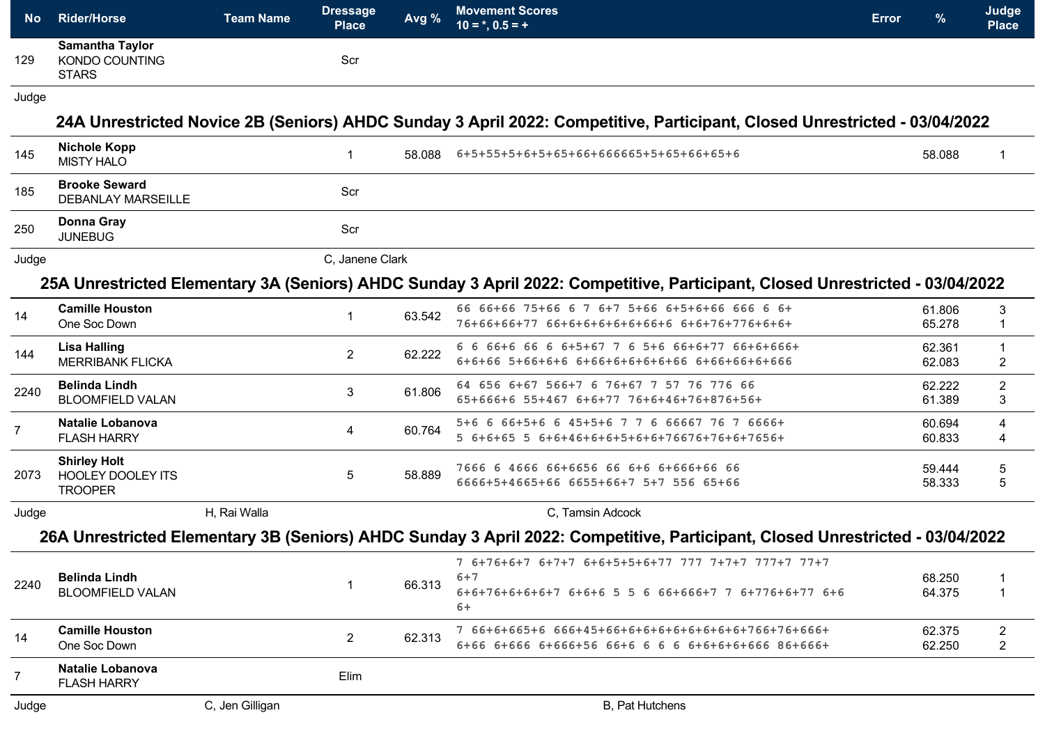| No | Rider/Horse | Team Name | Dressage Place | Avg % | Movement Scores 10 = *, 0.5 = + | Error | % | Judge Place |
|---|---|---|---|---|---|---|---|---|
| 129 | **Samantha Taylor** KONDO COUNTING STARS | | Scr | | | | | |

Judge

## 24A Unrestricted Novice 2B (Seniors) AHDC Sunday 3 April 2022: Competitive, Participant, Closed Unrestricted - 03/04/2022

| No | Rider/Horse | Team Name | Dressage Place | Avg % | Movement Scores 10 = *, 0.5 = + | Error | % | Judge Place |
|---|---|---|---|---|---|---|---|---|
| 145 | **Nichole Kopp** MISTY HALO | | 1 | 58.088 | 6+5+55+5+6+5+65+66+666665+5+65+66+65+6 | | 58.088 | 1 |
| 185 | **Brooke Seward** DEBANLAY MARSEILLE | | Scr | | | | | |
| 250 | **Donna Gray** JUNEBUG | | Scr | | | | | |

Judge C, Janene Clark

## 25A Unrestricted Elementary 3A (Seniors) AHDC Sunday 3 April 2022: Competitive, Participant, Closed Unrestricted - 03/04/2022

| No | Rider/Horse | Team Name | Dressage Place | Avg % | Movement Scores 10 = *, 0.5 = + | Error | % | Judge Place |
|---|---|---|---|---|---|---|---|---|
| 14 | **Camille Houston** One Soc Down | | 1 | 63.542 | 66 66+66 75+66 6 7 6+7 5+66 6+5+6+66 666 6 6+<br>76+66+66+77 66+6+6+6+6+6+66+6 6+6+76+776+6+6+ | | 61.806<br>65.278 | 3<br>1 |
| 144 | **Lisa Halling** MERRIBANK FLICKA | | 2 | 62.222 | 6 6 66+6 66 6 6+5+67 7 6 5+6 66+6+77 66+6+666+<br>6+6+66 5+66+6+6 6+66+6+6+6+6+66 6+66+66+6+666 | | 62.361<br>62.083 | 1<br>2 |
| 2240 | **Belinda Lindh** BLOOMFIELD VALAN | | 3 | 61.806 | 64 656 6+67 566+7 6 76+67 7 57 76 776 66<br>65+666+6 55+467 6+6+77 76+6+46+76+876+56+ | | 62.222<br>61.389 | 2<br>3 |
| 7 | **Natalie Lobanova** FLASH HARRY | | 4 | 60.764 | 5+6 6 66+5+6 6 45+5+6 7 7 6 66667 76 7 6666+<br>5 6+6+65 5 6+6+46+6+6+5+6+6+76676+76+6+7656+ | | 60.694<br>60.833 | 4<br>4 |
| 2073 | **Shirley Holt** HOOLEY DOOLEY ITS TROOPER | | 5 | 58.889 | 7666 6 4666 66+6656 66 6+6 6+666+66 66<br>6666+5+4665+66 6655+66+7 5+7 556 65+66 | | 59.444<br>58.333 | 5<br>5 |

Judge H, Rai Walla — C, Tamsin Adcock

## 26A Unrestricted Elementary 3B (Seniors) AHDC Sunday 3 April 2022: Competitive, Participant, Closed Unrestricted - 03/04/2022

| No | Rider/Horse | Team Name | Dressage Place | Avg % | Movement Scores 10 = *, 0.5 = + | Error | % | Judge Place |
|---|---|---|---|---|---|---|---|---|
| 2240 | **Belinda Lindh** BLOOMFIELD VALAN | | 1 | 66.313 | 7 6+76+6+7 6+7+7 6+6+5+5+6+77 777 7+7+7 777+7 77+7 6+7<br>6+6+76+6+6+6+7 6+6+6 5 5 6 66+666+7 7 6+776+6+77 6+6 6+ | | 68.250<br>64.375 | 1<br>1 |
| 14 | **Camille Houston** One Soc Down | | 2 | 62.313 | 7 66+6+665+6 666+45+66+6+6+6+6+6+6+6+766+76+666+<br>6+66 6+666 6+666+56 66+6 6 6 6 6+6+6+666 86+666+ | | 62.375<br>62.250 | 2<br>2 |
| 7 | **Natalie Lobanova** FLASH HARRY | | Elim | | | | | |

Judge C, Jen Gilligan — B, Pat Hutchens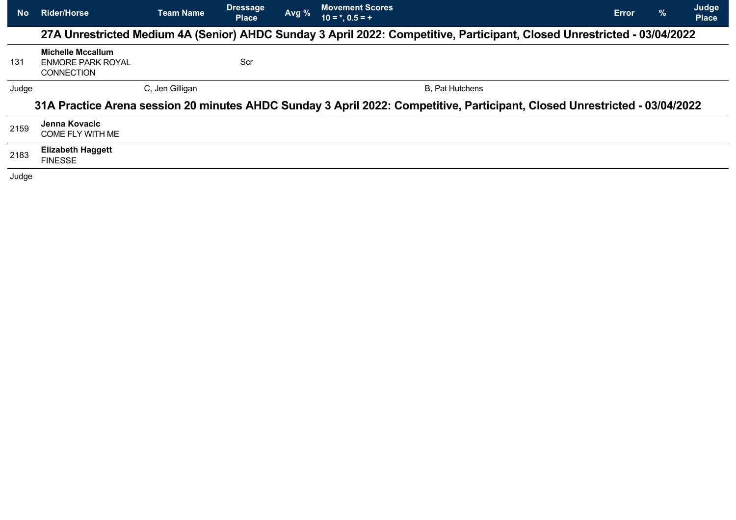| No | Rider/Horse | Team Name | Dressage Place | Avg % | Movement Scores 10 = *, 0.5 = + | Error | % | Judge Place |
|---|---|---|---|---|---|---|---|---|
| **27A Unrestricted Medium 4A (Senior) AHDC Sunday 3 April 2022: Competitive, Participant, Closed Unrestricted - 03/04/2022** | | | | | | | | |
| 131 | **Michelle Mccallum** ENMORE PARK ROYAL CONNECTION | | Scr | | | | | |
| Judge | | C, Jen Gilligan | | | B, Pat Hutchens | | | |
| **31A Practice Arena session 20 minutes AHDC Sunday 3 April 2022: Competitive, Participant, Closed Unrestricted - 03/04/2022** | | | | | | | | |
| 2159 | **Jenna Kovacic** COME FLY WITH ME | | | | | | | |
| 2183 | **Elizabeth Haggett** FINESSE | | | | | | | |
| Judge | | | | | | | | |